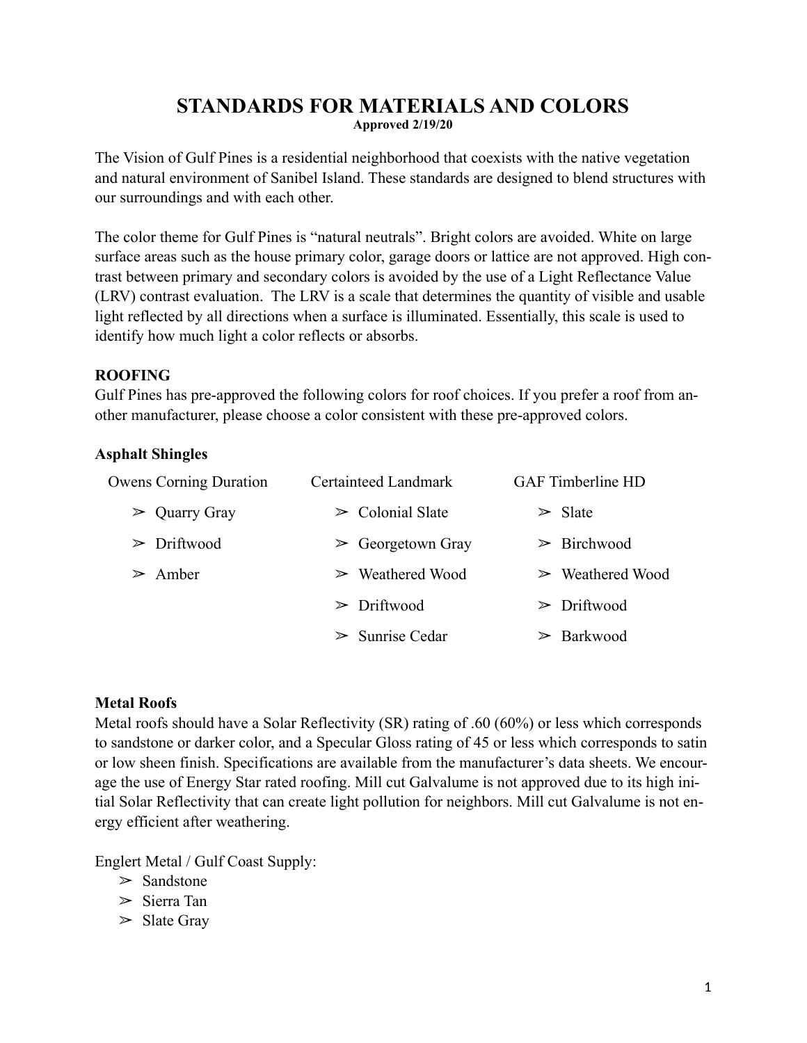# STANDARDS FOR MATERIALS AND COLORS

**Approved 2/19/20**

The Vision of Gulf Pines is a residential neighborhood that coexists with the native vegetation and natural environment of Sanibel Island. These standards are designed to blend structures with our surroundings and with each other.

The color theme for Gulf Pines is "natural neutrals". Bright colors are avoided. White on large surface areas such as the house primary color, garage doors or lattice are not approved. High contrast between primary and secondary colors is avoided by the use of a Light Reflectance Value (LRV) contrast evaluation. The LRV is a scale that determines the quantity of visible and usable light reflected by all directions when a surface is illuminated. Essentially, this scale is used to identify how much light a color reflects or absorbs.

### ROOFING

Gulf Pines has pre-approved the following colors for roof choices. If you prefer a roof from another manufacturer, please choose a color consistent with these pre-approved colors.

#### Asphalt Shingles

| Owens Corning Duration | Certainteed Landmark | GAF Timberline HD |
| --- | --- | --- |
| ➢ Quarry Gray | ➢ Colonial Slate | ➢ Slate |
| ➢ Driftwood | ➢ Georgetown Gray | ➢ Birchwood |
| ➢ Amber | ➢ Weathered Wood | ➢ Weathered Wood |
| | ➢ Driftwood | ➢ Driftwood |
| | ➢ Sunrise Cedar | ➢ Barkwood |

#### Metal Roofs

Metal roofs should have a Solar Reflectivity (SR) rating of .60 (60%) or less which corresponds to sandstone or darker color, and a Specular Gloss rating of 45 or less which corresponds to satin or low sheen finish. Specifications are available from the manufacturer's data sheets. We encourage the use of Energy Star rated roofing. Mill cut Galvalume is not approved due to its high initial Solar Reflectivity that can create light pollution for neighbors. Mill cut Galvalume is not energy efficient after weathering.

Englert Metal / Gulf Coast Supply:

- ➢ Sandstone
- ➢ Sierra Tan
- ➢ Slate Gray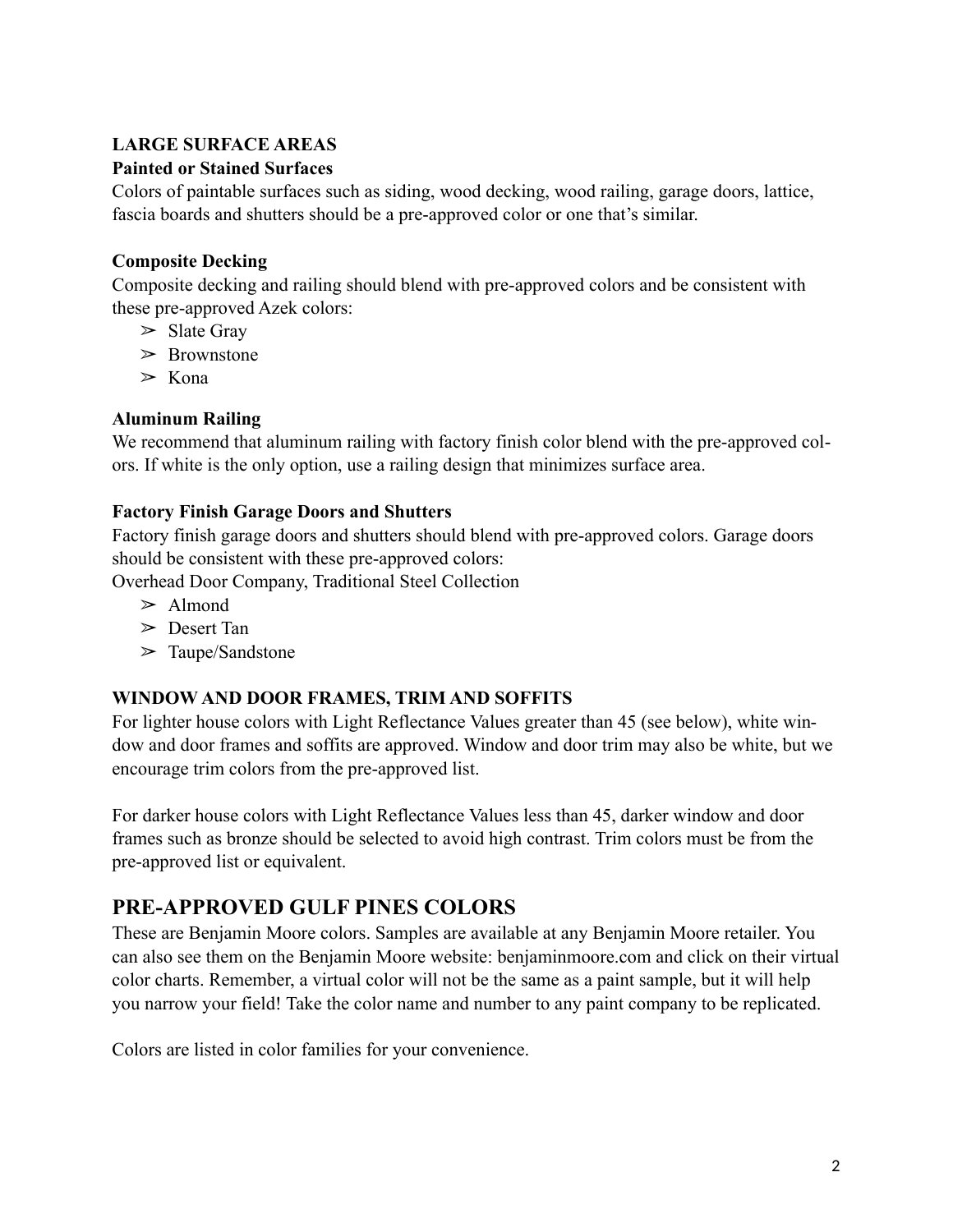### LARGE SURFACE AREAS

**Painted or Stained Surfaces**

Colors of paintable surfaces such as siding, wood decking, wood railing, garage doors, lattice, fascia boards and shutters should be a pre-approved color or one that's similar.

**Composite Decking**

Composite decking and railing should blend with pre-approved colors and be consistent with these pre-approved Azek colors:

- Slate Gray
- Brownstone
- Kona

**Aluminum Railing**

We recommend that aluminum railing with factory finish color blend with the pre-approved colors. If white is the only option, use a railing design that minimizes surface area.

**Factory Finish Garage Doors and Shutters**

Factory finish garage doors and shutters should blend with pre-approved colors. Garage doors should be consistent with these pre-approved colors:
Overhead Door Company, Traditional Steel Collection

- Almond
- Desert Tan
- Taupe/Sandstone

### WINDOW AND DOOR FRAMES, TRIM AND SOFFITS

For lighter house colors with Light Reflectance Values greater than 45 (see below), white window and door frames and soffits are approved. Window and door trim may also be white, but we encourage trim colors from the pre-approved list.

For darker house colors with Light Reflectance Values less than 45, darker window and door frames such as bronze should be selected to avoid high contrast. Trim colors must be from the pre-approved list or equivalent.

## PRE-APPROVED GULF PINES COLORS

These are Benjamin Moore colors. Samples are available at any Benjamin Moore retailer. You can also see them on the Benjamin Moore website: benjaminmoore.com and click on their virtual color charts. Remember, a virtual color will not be the same as a paint sample, but it will help you narrow your field! Take the color name and number to any paint company to be replicated.

Colors are listed in color families for your convenience.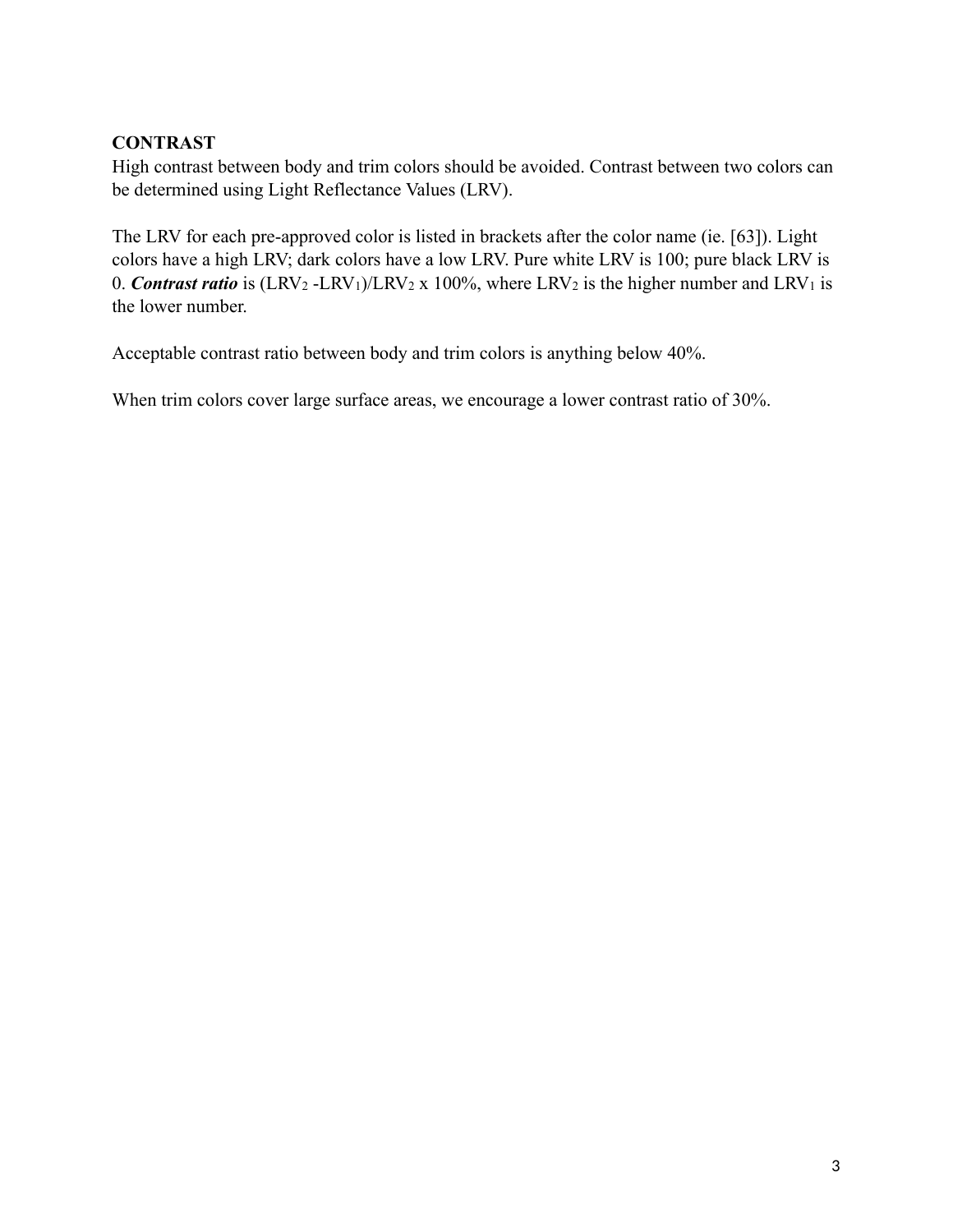**CONTRAST**

High contrast between body and trim colors should be avoided. Contrast between two colors can be determined using Light Reflectance Values (LRV).

The LRV for each pre-approved color is listed in brackets after the color name (ie. [63]). Light colors have a high LRV; dark colors have a low LRV. Pure white LRV is 100; pure black LRV is 0. ***Contrast ratio*** is $(LRV_2 - LRV_1)/LRV_2 \times 100\%$, where $LRV_2$ is the higher number and $LRV_1$ is the lower number.

Acceptable contrast ratio between body and trim colors is anything below 40%.

When trim colors cover large surface areas, we encourage a lower contrast ratio of 30%.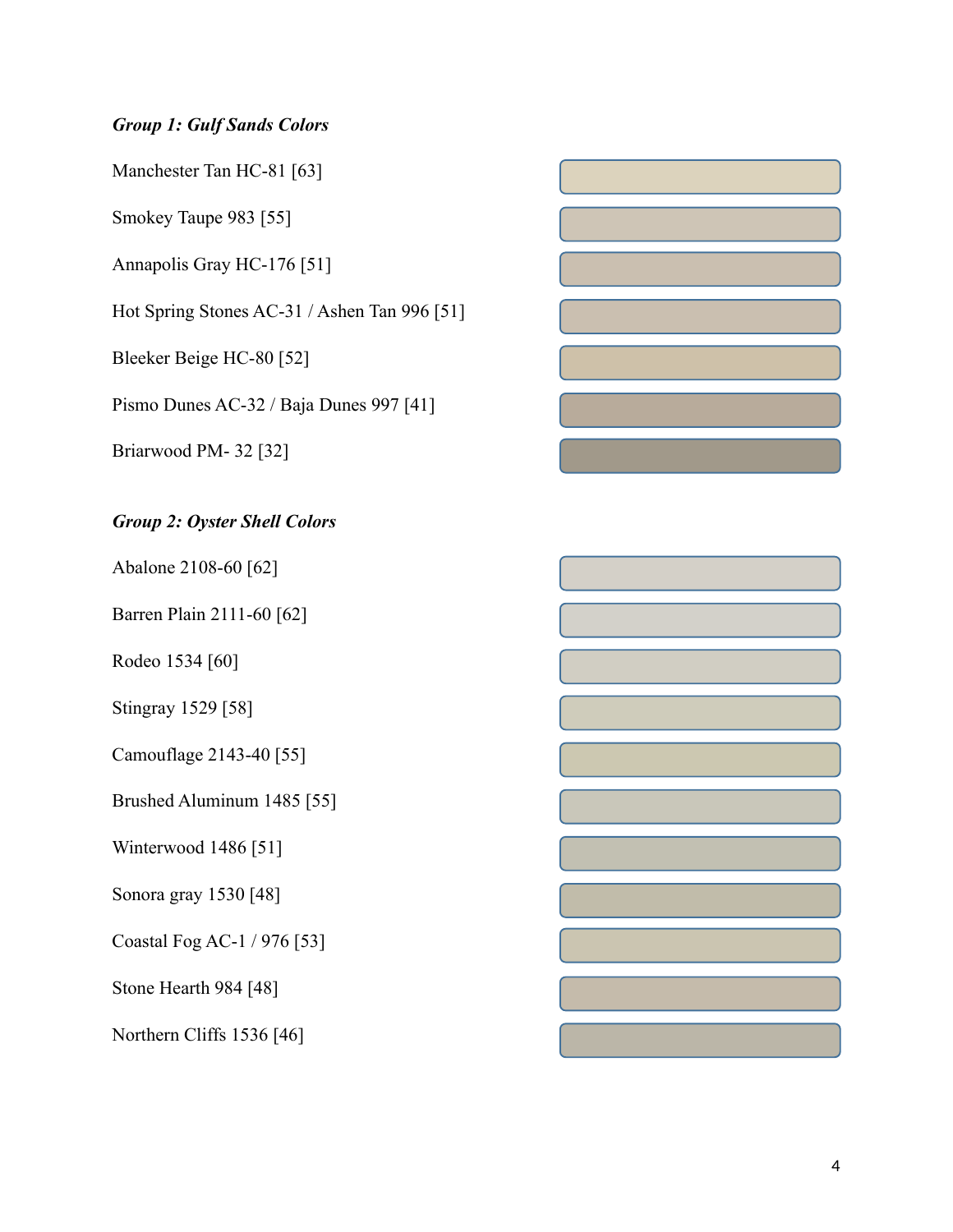***Group 1: Gulf Sands Colors***

Manchester Tan HC-81 [63]

Smokey Taupe 983 [55]

Annapolis Gray HC-176 [51]

Hot Spring Stones AC-31 / Ashen Tan 996 [51]

Bleeker Beige HC-80 [52]

Pismo Dunes AC-32 / Baja Dunes 997 [41]

Briarwood PM- 32 [32]

***Group 2: Oyster Shell Colors***

Abalone 2108-60 [62]

Barren Plain 2111-60 [62]

Rodeo 1534 [60]

Stingray 1529 [58]

Camouflage 2143-40 [55]

Brushed Aluminum 1485 [55]

Winterwood 1486 [51]

Sonora gray 1530 [48]

Coastal Fog AC-1 / 976 [53]

Stone Hearth 984 [48]

Northern Cliffs 1536 [46]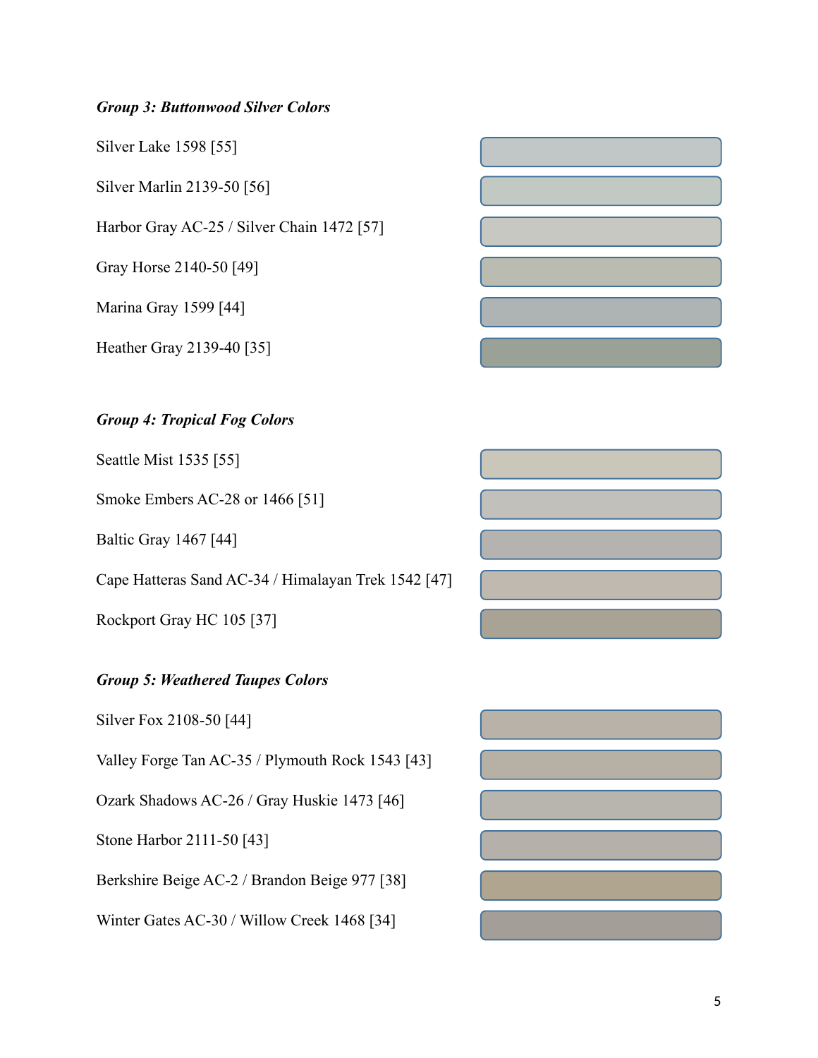***Group 3: Buttonwood Silver Colors***

Silver Lake 1598 [55]

Silver Marlin 2139-50 [56]

Harbor Gray AC-25 / Silver Chain 1472 [57]

Gray Horse 2140-50 [49]

Marina Gray 1599 [44]

Heather Gray 2139-40 [35]

***Group 4: Tropical Fog Colors***

Seattle Mist 1535 [55]

Smoke Embers AC-28 or 1466 [51]

Baltic Gray 1467 [44]

Cape Hatteras Sand AC-34 / Himalayan Trek 1542 [47]

Rockport Gray HC 105 [37]

***Group 5: Weathered Taupes Colors***

Silver Fox 2108-50 [44]

Valley Forge Tan AC-35 / Plymouth Rock 1543 [43]

Ozark Shadows AC-26 / Gray Huskie 1473 [46]

Stone Harbor 2111-50 [43]

Berkshire Beige AC-2 / Brandon Beige 977 [38]

Winter Gates AC-30 / Willow Creek 1468 [34]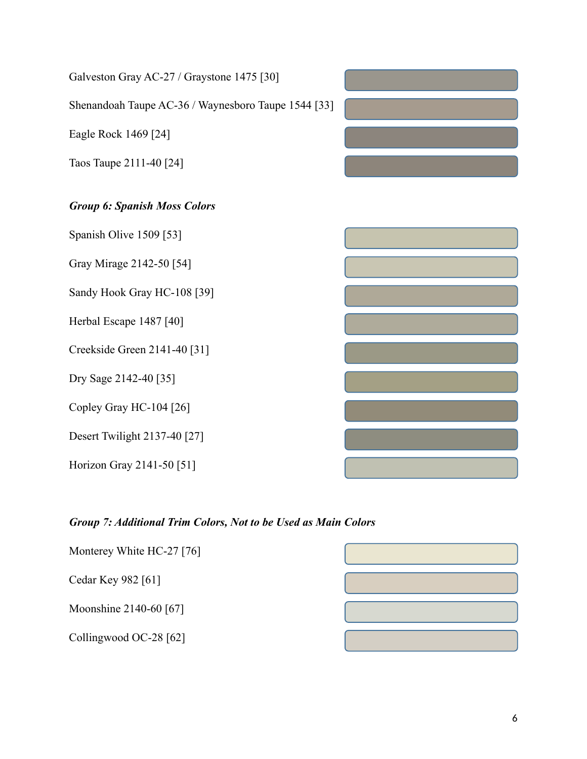Galveston Gray AC-27 / Graystone 1475 [30]

Shenandoah Taupe AC-36 / Waynesboro Taupe 1544 [33]

Eagle Rock 1469 [24]

Taos Taupe 2111-40 [24]

***Group 6: Spanish Moss Colors***

Spanish Olive 1509 [53]

Gray Mirage 2142-50 [54]

Sandy Hook Gray HC-108 [39]

Herbal Escape 1487 [40]

Creekside Green 2141-40 [31]

Dry Sage 2142-40 [35]

Copley Gray HC-104 [26]

Desert Twilight 2137-40 [27]

Horizon Gray 2141-50 [51]

***Group 7: Additional Trim Colors, Not to be Used as Main Colors***

Monterey White HC-27 [76]

Cedar Key 982 [61]

Moonshine 2140-60 [67]

Collingwood OC-28 [62]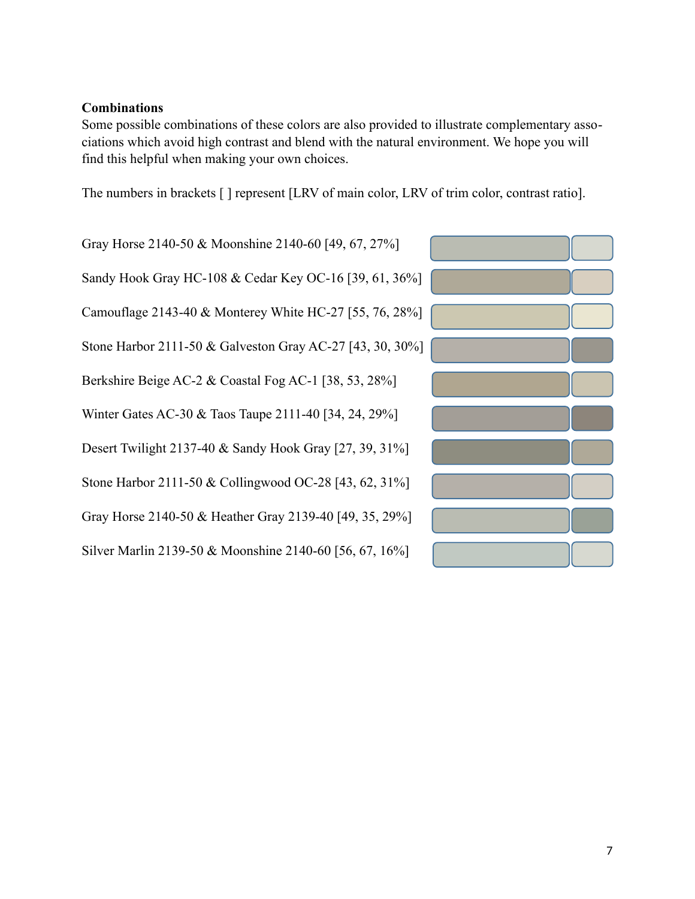**Combinations**

Some possible combinations of these colors are also provided to illustrate complementary associations which avoid high contrast and blend with the natural environment. We hope you will find this helpful when making your own choices.

The numbers in brackets [ ] represent [LRV of main color, LRV of trim color, contrast ratio].

Gray Horse 2140-50 & Moonshine 2140-60 [49, 67, 27%]

Sandy Hook Gray HC-108 & Cedar Key OC-16 [39, 61, 36%]

Camouflage 2143-40 & Monterey White HC-27 [55, 76, 28%]

Stone Harbor 2111-50 & Galveston Gray AC-27 [43, 30, 30%]

Berkshire Beige AC-2 & Coastal Fog AC-1 [38, 53, 28%]

Winter Gates AC-30 & Taos Taupe 2111-40 [34, 24, 29%]

Desert Twilight 2137-40 & Sandy Hook Gray [27, 39, 31%]

Stone Harbor 2111-50 & Collingwood OC-28 [43, 62, 31%]

Gray Horse 2140-50 & Heather Gray 2139-40 [49, 35, 29%]

Silver Marlin 2139-50 & Moonshine 2140-60 [56, 67, 16%]